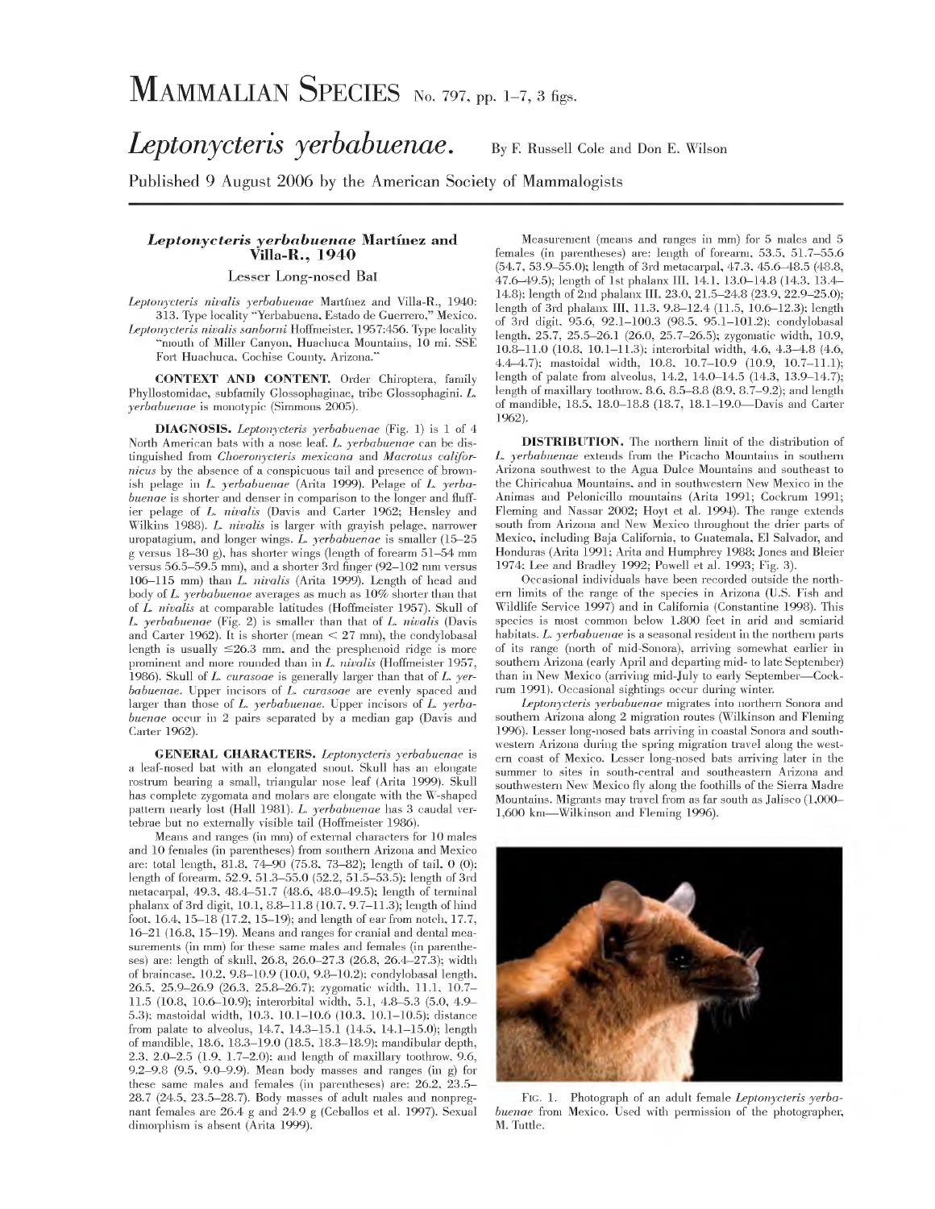# MAMMALIAN SPECIES No. 797, pp. 1–7, 3 figs.

# *Leptonycteris yerbabuenae.* By F. Russell Cole and Don E. Wilson

Published 9 August 2006 by the American Society of Mammalogists

## *Leptonycteris yerbabuenae* Martínez and Villa-R., 1940

### Lesser Long-nosed Bat

*Leptonycteris nivalis yerbabuenae* Martínez and Villa-R., 1940: 313. Type locality "Yerbabuena, Estado de Guerrero," Mexico.

*Leptonycteris nivalis sanborni* Hoffmeister, 1957:456. Type locality "mouth of Miller Canyon, Huachuca Mountains, 10 mi. SSE Fort Huachuca, Cochise County, Arizona."

**CONTEXT AND CONTENT.** Order Chiroptera, family Phyllostomidae, subfamily Glossophaginae, tribe Glossophagini. *L. yerbabuenae* is monotypic (Simmons 2005).

**DIAGNOSIS.** *Leptonycteris yerbabuenae* (Fig. 1) is 1 of 4 North American bats with a nose leaf. *L. yerbabuenae* can be distinguished from *Choeronycteris mexicana* and *Macrotus californicus* by the absence of a conspicuous tail and presence of brownish pelage in *L. yerbabuenae* (Arita 1999). Pelage of *L. yerbabuenae* is shorter and denser in comparison to the longer and fluffier pelage of *L. nivalis* (Davis and Carter 1962; Hensley and Wilkins 1988). *L. nivalis* is larger with grayish pelage, narrower uropatagium, and longer wings. *L. yerbabuenae* is smaller (15–25 g versus 18–30 g), has shorter wings (length of forearm 51–54 mm versus 56.5–59.5 mm), and a shorter 3rd finger (92–102 mm versus 106–115 mm) than *L. nivalis* (Arita 1999). Length of head and body of *L. yerbabuenae* averages as much as 10% shorter than that of *L. nivalis* at comparable latitudes (Hoffmeister 1957). Skull of *L. yerbabuenae* (Fig. 2) is smaller than that of *L. nivalis* (Davis and Carter 1962). It is shorter (mean < 27 mm), the condylobasal length is usually ≤26.3 mm, and the presphenoid ridge is more prominent and more rounded than in *L. nivalis* (Hoffmeister 1957, 1986). Skull of *L. curasoae* is generally larger than that of *L. yerbabuenae*. Upper incisors of *L. curasoae* are evenly spaced and larger than those of *L. yerbabuenae*. Upper incisors of *L. yerbabuenae* occur in 2 pairs separated by a median gap (Davis and Carter 1962).

**GENERAL CHARACTERS.** *Leptonycteris yerbabuenae* is a leaf-nosed bat with an elongated snout. Skull has an elongate rostrum bearing a small, triangular nose leaf (Arita 1999). Skull has complete zygomata and molars are elongate with the W-shaped pattern nearly lost (Hall 1981). *L. yerbabuenae* has 3 caudal vertebrae but no externally visible tail (Hoffmeister 1986).

Means and ranges (in mm) of external characters for 10 males and 10 females (in parentheses) from southern Arizona and Mexico are: total length, 81.8, 74–90 (75.8, 73–82); length of tail, 0 (0); length of forearm, 52.9, 51.3–55.0 (52.2, 51.5–53.5); length of 3rd metacarpal, 49.3, 48.4–51.7 (48.6, 48.0–49.5); length of terminal phalanx of 3rd digit, 10.1, 8.8–11.8 (10.7, 9.7–11.3); length of hind foot, 16.4, 15–18 (17.2, 15–19); and length of ear from notch, 17.7, 16–21 (16.8, 15–19). Means and ranges for cranial and dental measurements (in mm) for these same males and females (in parentheses) are: length of skull, 26.8, 26.0–27.3 (26.8, 26.4–27.3); width of braincase, 10.2, 9.8–10.9 (10.0, 9.8–10.2); condylobasal length, 26.5, 25.9–26.9 (26.3, 25.8–26.7); zygomatic width, 11.1, 10.7–11.5 (10.8, 10.6–10.9); interorbital width, 5.1, 4.8–5.3 (5.0, 4.9–5.3); mastoid width, 10.3, 10.1–10.6 (10.3, 10.1–10.5); distance from palate to alveolus, 14.7, 14.3–15.1 (14.5, 14.1–15.0); length of mandible, 18.6, 18.3–19.0 (18.5, 18.3–18.9); mandibular depth, 2.3, 2.0–2.5 (1.9, 1.7–2.0); and length of maxillary toothrow, 9.6, 9.2–9.8 (9.5, 9.0–9.9). Mean body masses and ranges (in g) for these same males and females (in parentheses) are: 26.2, 23.5–28.7 (24.5, 23.5–28.7). Body masses of adult males and nonpregnant females are 26.4 g and 24.9 g (Ceballos et al. 1997). Sexual dimorphism is absent (Arita 1999).

Measurement (means and ranges in mm) for 5 males and 5 females (in parentheses) are: length of forearm, 53.5, 51.7–55.6 (54.7, 53.9–55.0); length of 3rd metacarpal, 47.3, 45.6–48.5 (48.8, 47.6–49.5); length of 1st phalanx III, 14.1, 13.0–14.8 (14.3, 13.4–14.8); length of 2nd phalanx III, 23.0, 21.5–24.8 (23.9, 22.9–25.0); length of 3rd phalanx III, 11.3, 9.8–12.4 (11.5, 10.6–12.3); length of 3rd digit, 95.6, 92.1–100.3 (98.5, 95.1–101.2); condylobasal length, 25.7, 25.5–26.1 (26.0, 25.7–26.5); zygomatic width, 10.9, 10.8–11.0 (10.8, 10.1–11.3); interorbital width, 4.6, 4.3–4.8 (4.6, 4.4–4.7); mastoidal width, 10.8, 10.7–10.9 (10.9, 10.7–11.1); length of palate from alveolus, 14.2, 14.0–14.5 (14.3, 13.9–14.7); length of maxillary toothrow, 8.6, 8.5–8.8 (8.9, 8.7–9.2); and length of mandible, 18.5, 18.0–18.8 (18.7, 18.1–19.0—Davis and Carter 1962).

**DISTRIBUTION.** The northern limit of the distribution of *L. yerbabuenae* extends from the Picacho Mountains in southern Arizona southwest to the Agua Dulce Mountains and southeast to the Chiricahua Mountains, and in southwestern New Mexico in the Animas and Peloncillo mountains (Arita 1991; Cockrum 1991; Fleming and Nassar 2002; Hoyt et al. 1994). The range extends south from Arizona and New Mexico throughout the drier parts of Mexico, including Baja California, to Guatemala, El Salvador, and Honduras (Arita 1991; Arita and Humphrey 1988; Jones and Bleier 1974; Lee and Bradley 1992; Powell et al. 1993; Fig. 3).

Occasional individuals have been recorded outside the northern limits of the range of the species in Arizona (U.S. Fish and Wildlife Service 1997) and in California (Constantine 1998). This species is most common below 1,800 feet in arid and semiarid habitats. *L. yerbabuenae* is a seasonal resident in the northern parts of its range (north of mid-Sonora), arriving somewhat earlier in southern Arizona (early April and departing mid- to late September) than in New Mexico (arriving mid-July to early September—Cockrum 1991). Occasional sightings occur during winter.

*Leptonycteris yerbabuenae* migrates into northern Sonora and southern Arizona along 2 migration routes (Wilkinson and Fleming 1996). Lesser long-nosed bats arriving in coastal Sonora and southwestern Arizona during the spring migration travel along the western coast of Mexico. Lesser long-nosed bats arriving later in the summer to sites in south-central and southeastern Arizona and southwestern New Mexico fly along the foothills of the Sierra Madre Mountains. Migrants may travel from as far south as Jalisco (1,000–1,600 km—Wilkinson and Fleming 1996).

FIG. 1. Photograph of an adult female *Leptonycteris yerbabuenae* from Mexico. Used with permission of the photographer, M. Tuttle.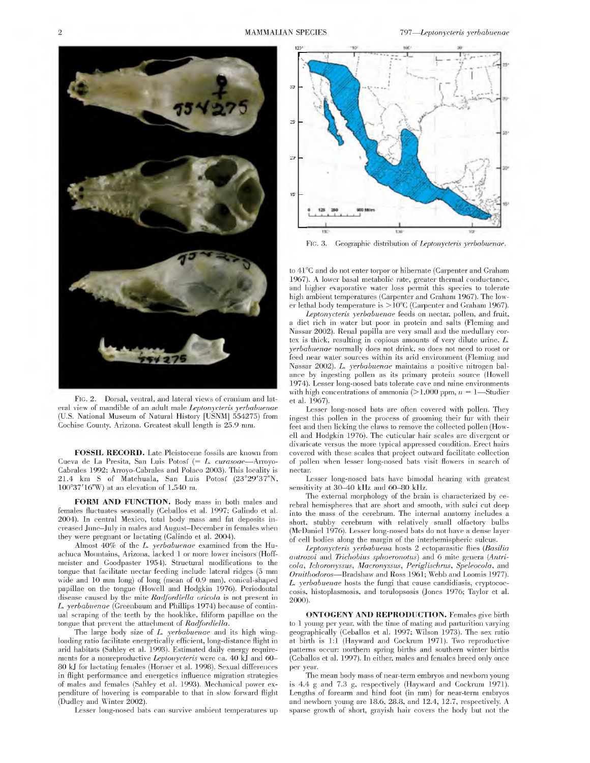FIG. 2. Dorsal, ventral, and lateral views of cranium and lateral view of mandible of an adult male *Leptonycteris yerbabuenae* (U.S. National Museum of Natural History [USNM] 554275) from Cochise County, Arizona. Greatest skull length is 25.9 mm.

**FOSSIL RECORD.** Late Pleistocene fossils are known from Cueva de La Presita, San Luis Potosí (= *L. curasoae*—Arroyo-Cabrales 1992; Arroyo-Cabrales and Polaco 2003). This locality is 21.4 km S of Matehuala, San Luis Potosí (23°29′37″N, 100°37′16″W) at an elevation of 1,540 m.

**FORM AND FUNCTION.** Body mass in both males and females fluctuates seasonally (Ceballos et al. 1997; Galindo et al. 2004). In central Mexico, total body mass and fat deposits increased June–July in males and August–December in females when they were pregnant or lactating (Galindo et al. 2004).

Almost 40% of the *L. yerbabuenae* examined from the Huachuca Mountains, Arizona, lacked 1 or more lower incisors (Hoffmeister and Goodpaster 1954). Structural modifications to the tongue that facilitate nectar feeding include lateral ridges (5 mm wide and 10 mm long) of long (mean of 0.9 mm), conical-shaped papillae on the tongue (Howell and Hodgkin 1976). Periodontal disease caused by the mite *Radfordiella oricola* is not present in *L. yerbabuenae* (Greenbaum and Phillips 1974) because of continual scraping of the teeth by the hooklike, filiform papillae on the tongue that prevent the attachment of *Radfordiella*.

The large body size of *L. yerbabuenae* and its high wing-loading ratio facilitate energetically efficient, long-distance flight in arid habitats (Sahley et al. 1993). Estimated daily energy requirements for a nonreproductive *Leptonycteris* were ca. 40 kJ and 60–80 kJ for lactating females (Horner et al. 1998). Sexual differences in flight performance and energetics influence migration strategies of males and females (Sahley et al. 1993). Mechanical power expenditure of hovering is comparable to that in slow forward flight (Dudley and Winter 2002).

Lesser long-nosed bats can survive ambient temperatures up to 41°C and do not enter torpor or hibernate (Carpenter and Graham 1967). A lower basal metabolic rate, greater thermal conductance, and higher evaporative water loss permit this species to tolerate high ambient temperatures (Carpenter and Graham 1967). The lower lethal body temperature is >10°C (Carpenter and Graham 1967).

*Leptonycteris yerbabuenae* feeds on nectar, pollen, and fruit, a diet rich in water but poor in protein and salts (Fleming and Nassar 2002). Renal papilla are very small and the medullary cortex is thick, resulting in copious amounts of very dilute urine. *L. yerbabuenae* normally does not drink, so does not need to roost or feed near water sources within its arid environment (Fleming and Nassar 2002). *L. yerbabuenae* maintains a positive nitrogen balance by ingesting pollen as its primary protein source (Howell 1974). Lesser long-nosed bats tolerate cave and mine environments with high concentrations of ammonia (>1,000 ppm, $n$ = 1—Studier et al. 1967).

Lesser long-nosed bats are often covered with pollen. They ingest this pollen in the process of grooming their fur with their feet and then licking the claws to remove the collected pollen (Howell and Hodgkin 1976). The cuticular hair scales are divergent or divaricate versus the more typical appressed condition. Erect hairs covered with these scales that project outward facilitate collection of pollen when lesser long-nosed bats visit flowers in search of nectar.

Lesser long-nosed bats have bimodal hearing with greatest sensitivity at 30–40 kHz and 60–80 kHz.

The external morphology of the brain is characterized by cerebral hemispheres that are short and smooth, with sulci cut deep into the mass of the cerebrum. The internal anatomy includes a short, stubby cerebrum with relatively small olfactory bulbs (McDaniel 1976). Lesser long-nosed bats do not have a dense layer of cell bodies along the margin of the interhemispheric sulcus.

*Leptonycteris yerbabuena* hosts 2 ectoparasitic flies (*Basilia antrozoi* and *Trichobius sphaeronotus*) and 6 mite genera (*Antricola*, *Ichoronyssus*, *Macronyssus*, *Periglischrus*, *Speleocola*, and *Ornithodoros*—Bradshaw and Ross 1961; Webb and Loomis 1977). *L. yerbabuenae* hosts the fungi that cause candidiasis, cryptococcosis, histoplasmosis, and torulopsosis (Jones 1976; Taylor et al. 2000).

**ONTOGENY AND REPRODUCTION.** Females give birth to 1 young per year, with the time of mating and parturition varying geographically (Ceballos et al. 1997; Wilson 1973). The sex ratio at birth is 1:1 (Hayward and Cockrum 1971). Two reproductive patterns occur: northern spring births and southern winter births (Ceballos et al. 1997). In either, males and females breed only once per year.

The mean body mass of near-term embryos and newborn young is 4.4 g and 7.3 g, respectively (Hayward and Cockrum 1971). Lengths of forearm and hind foot (in mm) for near-term embryos and newborn young are 18.6, 28.8, and 12.4, 12.7, respectively. A sparse growth of short, grayish hair covers the body but not the

FIG. 3. Geographic distribution of *Leptonycteris yerbabuenae*.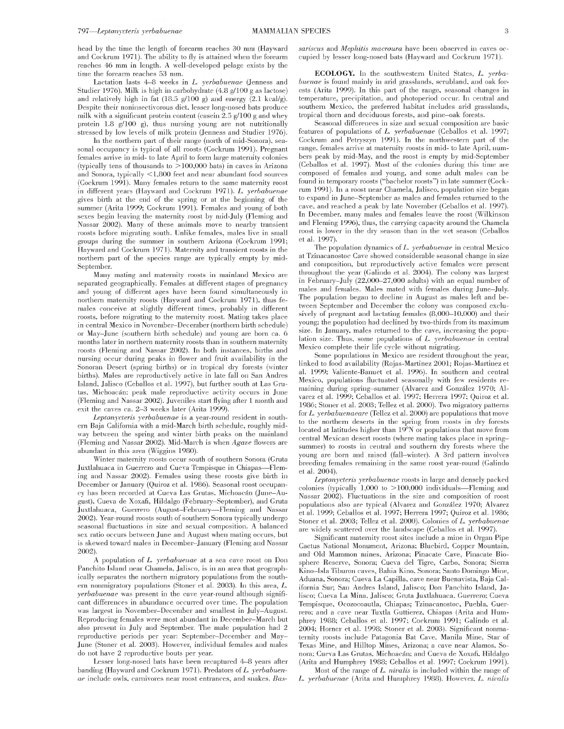head by the time the length of forearm reaches 30 mm (Hayward and Cockrum 1971). The ability to fly is attained when the forearm reaches 46 mm in length. A well-developed pelage exists by the time the forearm reaches 53 mm.

Lactation lasts 4–8 weeks in *L. yerbabuenae* (Jenness and Studier 1976). Milk is high in carbohydrate (4.8 g/100 g as lactose) and relatively high in fat (18.5 g/100 g) and energy (2.1 kcal/g). Despite their noninsectivorous diet, lesser long-nosed bats produce milk with a significant protein content (casein 2.5 g/100 g and whey protein 1.8 g/100 g), thus nursing young are not nutritionally stressed by low levels of milk protein (Jenness and Studier 1976).

In the northern part of their range (north of mid-Sonora), seasonal occupancy is typical of all roosts (Cockrum 1991). Pregnant females arrive in mid- to late April to form large maternity colonies (typically tens of thousands to >100,000 bats) in caves in Arizona and Sonora, typically <1,800 feet and near abundant food sources (Cockrum 1991). Many females return to the same maternity roost in different years (Hayward and Cockrum 1971). *L. yerbabuenae* gives birth at the end of the spring or at the beginning of the summer (Arita 1999; Cockrum 1991). Females and young of both sexes begin leaving the maternity roost by mid-July (Fleming and Nassar 2002). Many of these animals move to nearby transient roosts before migrating south. Unlike females, males live in small groups during the summer in southern Arizona (Cockrum 1991; Hayward and Cockrum 1971). Maternity and transient roosts in the northern part of the species range are typically empty by mid-September.

Many mating and maternity roosts in mainland Mexico are separated geographically. Females at different stages of pregnancy and young of different ages have been found simultaneously in northern maternity roosts (Hayward and Cockrum 1971), thus females conceive at slightly different times, probably in different roosts, before migrating to the maternity roost. Mating takes place in central Mexico in November–December (northern birth schedule) or May–June (southern birth schedule) and young are born ca. 6 months later in northern maternity roosts than in southern maternity roosts (Fleming and Nassar 2002). In both instances, births and nursing occur during peaks in flower and fruit availability in the Sonoran Desert (spring births) or in tropical dry forests (winter births). Males are reproductively active in late fall on San Andres Island, Jalisco (Ceballos et al. 1997), but further south at Las Grutas, Michoacán; peak male reproductive activity occurs in June (Fleming and Nassar 2002). Juveniles start flying after 1 month and exit the caves ca. 2–3 weeks later (Arita 1999).

*Leptonycteris yerbabuenae* is a year-round resident in southern Baja California with a mid-March birth schedule, roughly midway between the spring and winter birth peaks on the mainland (Fleming and Nassar 2002). Mid-March is when *Agave* flowers are abundant in this area (Wiggins 1980).

Winter maternity roosts occur south of southern Sonora (Gruta Juxtlahuaca in Guerrero and Cueva Tempisque in Chiapas—Fleming and Nassar 2002). Females using these roosts give birth in December or January (Quiroz et al. 1986). Seasonal roost occupancy has been recorded at Cueva Las Grutas, Michoacán (June–August), Cueva de Xoxafi, Hildalgo (February–September), and Gruta Juxtlahuaca, Guerrero (August–February—Fleming and Nassar 2002). Year-round roosts south of southern Sonora typically undergo seasonal fluctuations in size and sexual composition. A balanced sex ratio occurs between June and August when mating occurs, but is skewed toward males in December–January (Fleming and Nassar 2002).

A population of *L. yerbabuenae* at a sea cave roost on Don Panchito Island near Chamela, Jalisco, is in an area that geographically separates the northern migratory populations from the southern nonmigratory populations (Stoner et al. 2003). In this area, *L. yerbabuenae* was present in the cave year-round although significant differences in abundance occurred over time. The population was largest in November–December and smallest in July–August. Reproducing females were most abundant in December–March but also present in July and September. The male population had 2 reproductive periods per year: September–December and May–June (Stoner et al. 2003). However, individual females and males do not have 2 reproductive bouts per year.

Lesser long-nosed bats have been recaptured 4–8 years after banding (Hayward and Cockrum 1971). Predators of *L. yerbabuenae* include owls, carnivores near roost entrances, and snakes. *Bassariscus* and *Mephitis macroura* have been observed in caves occupied by lesser long-nosed bats (Hayward and Cockrum 1971).

**ECOLOGY.** In the southwestern United States, *L. yerbabuenae* is found mainly in arid grasslands, scrubland, and oak forests (Arita 1999). In this part of the range, seasonal changes in temperature, precipitation, and photoperiod occur. In central and southern Mexico, the preferred habitat includes arid grasslands, tropical thorn and deciduous forests, and pine–oak forests.

Seasonal differences in size and sexual composition are basic features of populations of *L. yerbabuenae* (Ceballos et al. 1997; Cockrum and Petryszyn 1991). In the northwestern part of the range, females arrive at maternity roosts in mid- to late April, numbers peak by mid-May, and the roost is empty by mid-September (Ceballos et al. 1997). Most of the colonies during this time are composed of females and young, and some adult males can be found in temporary roosts ("bachelor roosts") in late summer (Cockrum 1991). In a roost near Chamela, Jalisco, population size began to expand in June–September as males and females returned to the cave, and reached a peak by late November (Ceballos et al. 1997). In December, many males and females leave the roost (Wilkinson and Fleming 1996), thus, the carrying capacity around the Chamela roost is lower in the dry season than in the wet season (Ceballos et al. 1997).

The population dynamics of *L. yerbabuenae* in central Mexico at Tzinacanostoc Cave showed considerable seasonal change in size and composition, but reproductively active females were present throughout the year (Galindo et al. 2004). The colony was largest in February–July (22,000–27,000 adults) with an equal number of males and females. Males mated with females during June–July. The population began to decline in August as males left and between September and December the colony was composed exclusively of pregnant and lactating females (8,000–10,000) and their young; the population had declined by two-thirds from its maximum size. In January, males returned to the cave, increasing the population size. Thus, some populations of *L. yerbabuenae* in central Mexico complete their life cycle without migrating.

Some populations in Mexico are resident throughout the year, linked to food availability (Rojas-Martinez 2001; Rojas-Martinez et al. 1999; Valiente-Banuet et al. 1996). In southern and central Mexico, populations fluctuated seasonally with few residents remaining during spring–summer (Alvarez and González 1970; Alvarez et al. 1999; Ceballos et al. 1997; Herrera 1997; Quiroz et al. 1986; Stoner et al. 2003; Tellez et al. 2000). Two migratory patterns for *L. yerbabuenaeare* (Tellez et al. 2000) are populations that move to the northern deserts in the spring from roosts in dry forests located at latitudes higher than 19°N or populations that move from central Mexican desert roosts (where mating takes place in spring–summer) to roosts in central and southern dry forests where the young are born and raised (fall–winter). A 3rd pattern involves breeding females remaining in the same roost year-round (Galindo et al. 2004).

*Leptonycteris yerbabuenae* roosts in large and densely packed colonies (typically 1,000 to >100,000 individuals—Fleming and Nassar 2002). Fluctuations in the size and composition of roost populations also are typical (Alvarez and González 1970; Alvarez et al. 1999; Ceballos et al. 1997; Herrera 1997; Quiroz et al. 1986; Stoner et al. 2003; Tellez et al. 2000). Colonies of *L. yerbabuenae* are widely scattered over the landscape (Ceballos et al. 1997).

Significant maternity roost sites include a mine in Organ Pipe Cactus National Monument, Arizona; Bluebird, Copper Mountain, and Old Mammon mines, Arizona; Pinacate Cave, Pinacate Biosphere Reserve, Sonora; Cueva del Tigre, Carbo, Sonora; Sierra Kino–Isla Tiburon caves, Bahia Kino, Sonora; Santo Domingo Mine, Aduana, Sonora; Cueva La Capilla, cave near Buenavista, Baja California Sur; San Andres Island, Jalisco; Don Panchito Island, Jalisco; Cueva La Mina, Jalisco; Gruta Juxtlahuaca, Guerrero; Cueva Tempisque, Ocozocoautla, Chiapas; Tzinacanostoc, Puebla, Guerrero; and a cave near Tuxtla Guttierez, Chiapas (Arita and Humphrey 1988; Ceballos et al. 1997; Cockrum 1991; Galindo et al. 2004; Horner et al. 1998; Stoner et al. 2003). Significant nonmaternity roosts include Patagonia Bat Cave, Manila Mine, Star of Texas Mine, and Hilltop Mines, Arizona; a cave near Alamos, Sonora; Cueva Las Grutas, Michoacán; and Cueva de Xoxafi, Hildalgo (Arita and Humphrey 1988; Ceballos et al. 1997; Cockrum 1991).

Most of the range of *L. nivalis* is included within the range of *L. yerbabuenae* (Arita and Humphrey 1988). However, *L. nivalis*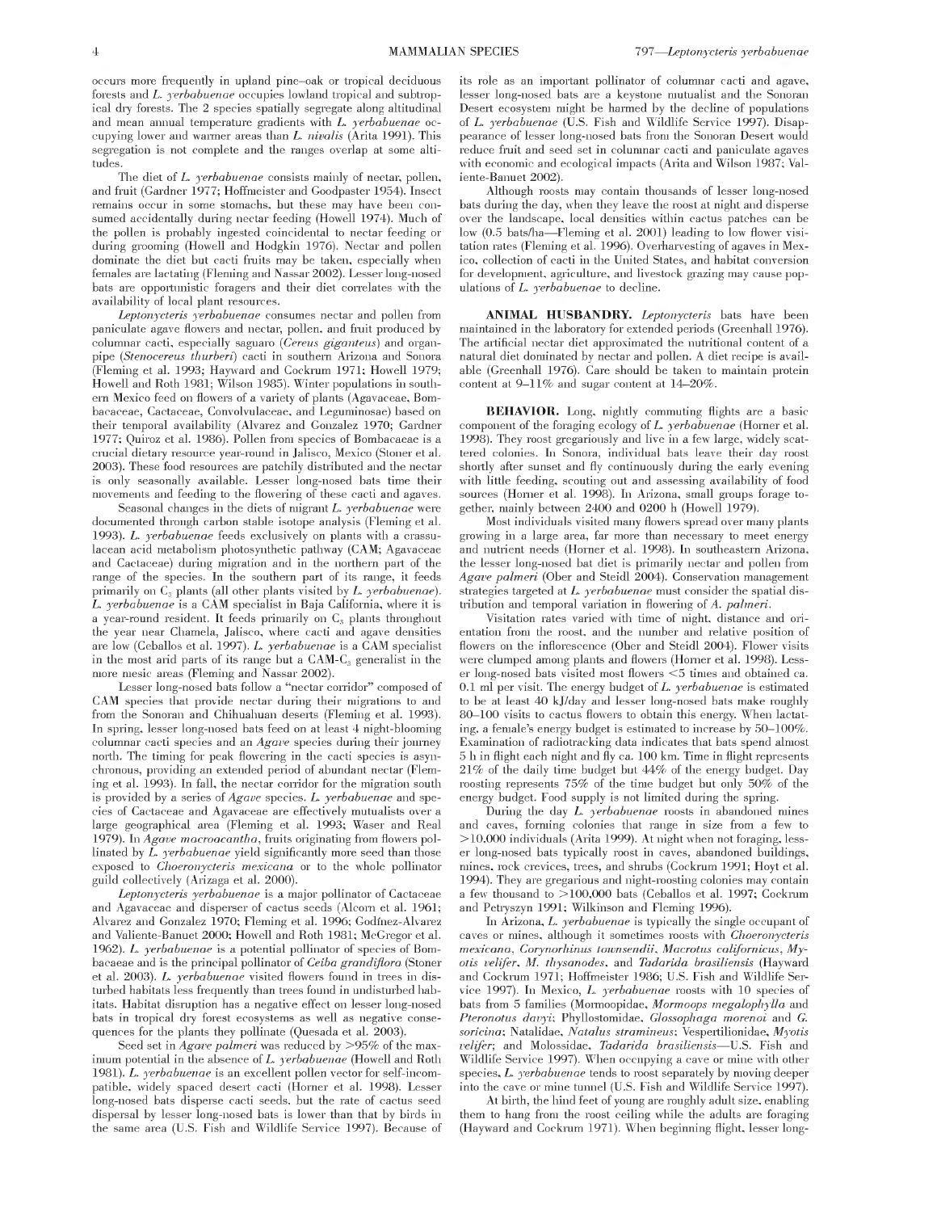occurs more frequently in upland pine–oak or tropical deciduous forests and *L. yerbabuenae* occupies lowland tropical and subtropical dry forests. The 2 species spatially segregate along altitudinal and mean annual temperature gradients with *L. yerbabuenae* occupying lower and warmer areas than *L. nivalis* (Arita 1991). This segregation is not complete and the ranges overlap at some altitudes.

The diet of *L. yerbabuenae* consists mainly of nectar, pollen, and fruit (Gardner 1977; Hoffmeister and Goodpaster 1954). Insect remains occur in some stomachs, but these may have been consumed accidentally during nectar feeding (Howell 1974). Much of the pollen is probably ingested coincidental to nectar feeding or during grooming (Howell and Hodgkin 1976). Nectar and pollen dominate the diet but cacti fruits may be taken, especially when females are lactating (Fleming and Nassar 2002). Lesser long-nosed bats are opportunistic foragers and their diet correlates with the availability of local plant resources.

*Leptonycteris yerbabuenae* consumes nectar and pollen from paniculate agave flowers and nectar, pollen, and fruit produced by columnar cacti, especially saguaro (*Cereus giganteus*) and organ-pipe (*Stenocereus thurberi*) cacti in southern Arizona and Sonora (Fleming et al. 1993; Hayward and Cockrum 1971; Howell 1979; Howell and Roth 1981; Wilson 1985). Winter populations in southern Mexico feed on flowers of a variety of plants (Agavaceae, Bombacaceae, Cactaceae, Convolvulaceae, and Leguminosae) based on their temporal availability (Alvarez and Gonzalez 1970; Gardner 1977; Quiroz et al. 1986). Pollen from species of Bombacaceae is a crucial dietary resource year-round in Jalisco, Mexico (Stoner et al. 2003). These food resources are patchily distributed and the nectar is only seasonally available. Lesser long-nosed bats time their movements and feeding to the flowering of these cacti and agaves.

Seasonal changes in the diets of migrant *L. yerbabuenae* were documented through carbon stable isotope analysis (Fleming et al. 1993). *L. yerbabuenae* feeds exclusively on plants with a crassulacean acid metabolism photosynthetic pathway (CAM; Agavaceae and Cactaceae) during migration and in the northern part of the range of the species. In the southern part of its range, it feeds primarily on $C_3$ plants (all other plants visited by *L. yerbabuenae*). *L. yerbabuenae* is a CAM specialist in Baja California, where it is a year-round resident. It feeds primarily on $C_3$ plants throughout the year near Chamela, Jalisco, where cacti and agave densities are low (Ceballos et al. 1997). *L. yerbabuenae* is a CAM specialist in the most arid parts of its range but a CAM-$C_3$ generalist in the more mesic areas (Fleming and Nassar 2002).

Lesser long-nosed bats follow a "nectar corridor" composed of CAM species that provide nectar during their migrations to and from the Sonoran and Chihuahuan deserts (Fleming et al. 1993). In spring, lesser long-nosed bats feed on at least 4 night-blooming columnar cacti species and an *Agave* species during their journey north. The timing for peak flowering in the cacti species is asynchronous, providing an extended period of abundant nectar (Fleming et al. 1993). In fall, the nectar corridor for the migration south is provided by a series of *Agave* species. *L. yerbabuenae* and species of Cactaceae and Agavaceae are effectively mutualists over a large geographical area (Fleming et al. 1993; Waser and Real 1979). In *Agave macroacantha*, fruits originating from flowers pollinated by *L. yerbabuenae* yield significantly more seed than those exposed to *Choeronycteris mexicana* or to the whole pollinator guild collectively (Arizaga et al. 2000).

*Leptonycteris yerbabuenae* is a major pollinator of Cactaceae and Agavaceae and disperser of cactus seeds (Alcorn et al. 1961; Alvarez and Gonzalez 1970; Fleming et al. 1996; Godínez-Alvarez and Valiente-Banuet 2000; Howell and Roth 1981; McGregor et al. 1962). *L. yerbabuenae* is a potential pollinator of species of Bombacaeae and is the principal pollinator of *Ceiba grandiflora* (Stoner et al. 2003). *L. yerbabuenae* visited flowers found in trees in disturbed habitats less frequently than trees found in undisturbed habitats. Habitat disruption has a negative effect on lesser long-nosed bats in tropical dry forest ecosystems as well as negative consequences for the plants they pollinate (Quesada et al. 2003).

Seed set in *Agave palmeri* was reduced by >95% of the maximum potential in the absence of *L. yerbabuenae* (Howell and Roth 1981). *L. yerbabuenae* is an excellent pollen vector for self-incompatible, widely spaced desert cacti (Horner et al. 1998). Lesser long-nosed bats disperse cacti seeds, but the rate of cactus seed dispersal by lesser long-nosed bats is lower than that by birds in the same area (U.S. Fish and Wildlife Service 1997). Because of its role as an important pollinator of columnar cacti and agave, lesser long-nosed bats are a keystone mutualist and the Sonoran Desert ecosystem might be harmed by the decline of populations of *L. yerbabuenae* (U.S. Fish and Wildlife Service 1997). Disappearance of lesser long-nosed bats from the Sonoran Desert would reduce fruit and seed set in columnar cacti and paniculate agaves with economic and ecological impacts (Arita and Wilson 1987; Valiente-Banuet 2002).

Although roosts may contain thousands of lesser long-nosed bats during the day, when they leave the roost at night and disperse over the landscape, local densities within cactus patches can be low (0.5 bats/ha—Fleming et al. 2001) leading to low flower visitation rates (Fleming et al. 1996). Overharvesting of agaves in Mexico, collection of cacti in the United States, and habitat conversion for development, agriculture, and livestock grazing may cause populations of *L. yerbabuenae* to decline.

**ANIMAL HUSBANDRY.** *Leptonycteris* bats have been maintained in the laboratory for extended periods (Greenhall 1976). The artificial nectar diet approximated the nutritional content of a natural diet dominated by nectar and pollen. A diet recipe is available (Greenhall 1976). Care should be taken to maintain protein content at 9–11% and sugar content at 14–20%.

**BEHAVIOR.** Long, nightly commuting flights are a basic component of the foraging ecology of *L. yerbabuenae* (Horner et al. 1998). They roost gregariously and live in a few large, widely scattered colonies. In Sonora, individual bats leave their day roost shortly after sunset and fly continuously during the early evening with little feeding, scouting out and assessing availability of food sources (Horner et al. 1998). In Arizona, small groups forage together, mainly between 2400 and 0200 h (Howell 1979).

Most individuals visited many flowers spread over many plants growing in a large area, far more than necessary to meet energy and nutrient needs (Horner et al. 1998). In southeastern Arizona, the lesser long-nosed bat diet is primarily nectar and pollen from *Agave palmeri* (Ober and Steidl 2004). Conservation management strategies targeted at *L. yerbabuenae* must consider the spatial distribution and temporal variation in flowering of *A. palmeri*.

Visitation rates varied with time of night, distance and orientation from the roost, and the number and relative position of flowers on the inflorescence (Ober and Steidl 2004). Flower visits were clumped among plants and flowers (Horner et al. 1998). Lesser long-nosed bats visited most flowers <5 times and obtained ca. 0.1 ml per visit. The energy budget of *L. yerbabuenae* is estimated to be at least 40 kJ/day and lesser long-nosed bats make roughly 80–100 visits to cactus flowers to obtain this energy. When lactating, a female's energy budget is estimated to increase by 50–100%. Examination of radiotracking data indicates that bats spend almost 5 h in flight each night and fly ca. 100 km. Time in flight represents 21% of the daily time budget but 44% of the energy budget. Day roosting represents 75% of the time budget but only 50% of the energy budget. Food supply is not limited during the spring.

During the day *L. yerbabuenae* roosts in abandoned mines and caves, forming colonies that range in size from a few to >10,000 individuals (Arita 1999). At night when not foraging, lesser long-nosed bats typically roost in caves, abandoned buildings, mines, rock crevices, trees, and shrubs (Cockrum 1991; Hoyt et al. 1994). They are gregarious and night-roosting colonies may contain a few thousand to >100,000 bats (Ceballos et al. 1997; Cockrum and Petryszyn 1991; Wilkinson and Fleming 1996).

In Arizona, *L. yerbabuenae* is typically the single occupant of caves or mines, although it sometimes roosts with *Choeronycteris mexicana*, *Corynorhinus townsendii*, *Macrotus californicus*, *Myotis velifer*, *M. thysanodes*, and *Tadarida brasiliensis* (Hayward and Cockrum 1971; Hoffmeister 1986; U.S. Fish and Wildlife Service 1997). In Mexico, *L. yerbabuenae* roosts with 10 species of bats from 5 families (Mormoopidae, *Mormoops megalophylla* and *Pteronotus davyi*; Phyllostomidae, *Glossophaga morenoi* and *G. soricina*; Natalidae, *Natalus stramineus*; Vespertilionidae, *Myotis velifer*; and Molossidae, *Tadarida brasiliensis*—U.S. Fish and Wildlife Service 1997). When occupying a cave or mine with other species, *L. yerbabuenae* tends to roost separately by moving deeper into the cave or mine tunnel (U.S. Fish and Wildlife Service 1997).

At birth, the hind feet of young are roughly adult size, enabling them to hang from the roost ceiling while the adults are foraging (Hayward and Cockrum 1971). When beginning flight, lesser long-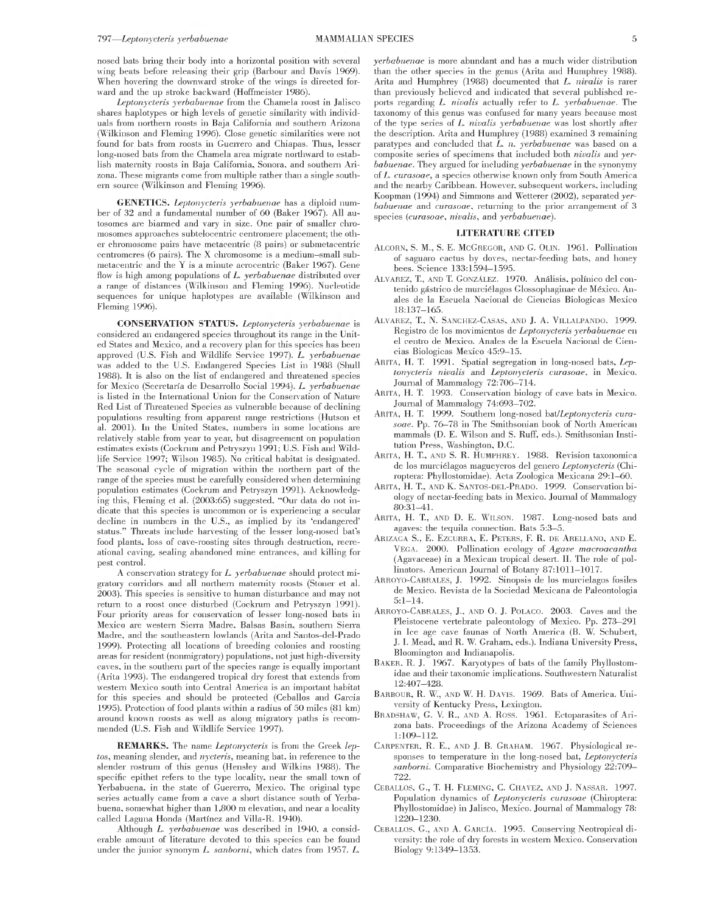nosed bats bring their body into a horizontal position with several wing beats before releasing their grip (Barbour and Davis 1969). When hovering the downward stroke of the wings is directed forward and the up stroke backward (Hoffmeister 1986).

*Leptonycteris yerbabuenae* from the Chamela roost in Jalisco shares haplotypes or high levels of genetic similarity with individuals from northern roosts in Baja California and southern Arizona (Wilkinson and Fleming 1996). Close genetic similarities were not found for bats from roosts in Guerrero and Chiapas. Thus, lesser long-nosed bats from the Chamela area migrate northward to establish maternity roosts in Baja California, Sonora, and southern Arizona. These migrants come from multiple rather than a single southern source (Wilkinson and Fleming 1996).

**GENETICS.** *Leptonycteris yerbabuenae* has a diploid number of 32 and a fundamental number of 60 (Baker 1967). All autosomes are biarmed and vary in size. One pair of smaller chromosomes approaches subtelocentric centromere placement; the other chromosome pairs have metacentric (8 pairs) or submetacentric centromeres (6 pairs). The X chromosome is a medium–small submetacentric and the Y is a minute acrocentric (Baker 1967). Gene flow is high among populations of *L. yerbabuenae* distributed over a range of distances (Wilkinson and Fleming 1996). Nucleotide sequences for unique haplotypes are available (Wilkinson and Fleming 1996).

**CONSERVATION STATUS.** *Leptonycteris yerbabuenae* is considered an endangered species throughout its range in the United States and Mexico, and a recovery plan for this species has been approved (U.S. Fish and Wildlife Service 1997). *L. yerbabuenae* was added to the U.S. Endangered Species List in 1988 (Shull 1988). It is also on the list of endangered and threatened species for Mexico (Secretaría de Desarrollo Social 1994). *L. yerbabuenae* is listed in the International Union for the Conservation of Nature Red List of Threatened Species as vulnerable because of declining populations resulting from apparent range restrictions (Hutson et al. 2001). In the United States, numbers in some locations are relatively stable from year to year, but disagreement on population estimates exists (Cockrum and Petryszyn 1991; U.S. Fish and Wildlife Service 1997; Wilson 1985). No critical habitat is designated. The seasonal cycle of migration within the northern part of the range of the species must be carefully considered when determining population estimates (Cockrum and Petryszyn 1991). Acknowledging this, Fleming et al. (2003:65) suggested, "Our data do not indicate that this species is uncommon or is experiencing a secular decline in numbers in the U.S., as implied by its 'endangered' status." Threats include harvesting of the lesser long-nosed bat's food plants, loss of cave-roosting sites through destruction, recreational caving, sealing abandoned mine entrances, and killing for pest control.

A conservation strategy for *L. yerbabuenae* should protect migratory corridors and all northern maternity roosts (Stoner et al. 2003). This species is sensitive to human disturbance and may not return to a roost once disturbed (Cockrum and Petryszyn 1991). Four priority areas for conservation of lesser long-nosed bats in Mexico are western Sierra Madre, Balsas Basin, southern Sierra Madre, and the southeastern lowlands (Arita and Santos-del-Prado 1999). Protecting all locations of breeding colonies and roosting areas for resident (nonmigratory) populations, not just high-diversity caves, in the southern part of the species range is equally important (Arita 1993). The endangered tropical dry forest that extends from western Mexico south into Central America is an important habitat for this species and should be protected (Ceballos and Garcia 1995). Protection of food plants within a radius of 50 miles (81 km) around known roosts as well as along migratory paths is recommended (U.S. Fish and Wildlife Service 1997).

**REMARKS.** The name *Leptonycteris* is from the Greek *leptos*, meaning slender, and *nycteris*, meaning bat, in reference to the slender rostrum of this genus (Hensley and Wilkins 1988). The specific epithet refers to the type locality, near the small town of Yerbabuena, in the state of Guerrero, Mexico. The original type series actually came from a cave a short distance south of Yerbabuena, somewhat higher than 1,800 m elevation, and near a locality called Laguna Honda (Martínez and Villa-R. 1940).

Although *L. yerbabuenae* was described in 1940, a considerable amount of literature devoted to this species can be found under the junior synonym *L. sanborni*, which dates from 1957. *L. yerbabuenae* is more abundant and has a much wider distribution than the other species in the genus (Arita and Humphrey 1988). Arita and Humphrey (1988) documented that *L. nivalis* is rarer than previously believed and indicated that several published reports regarding *L. nivalis* actually refer to *L. yerbabuenae*. The taxonomy of this genus was confused for many years because most of the type series of *L. nivalis yerbabuenae* was lost shortly after the description. Arita and Humphrey (1988) examined 3 remaining paratypes and concluded that *L. n. yerbabuenae* was based on a composite series of specimens that included both *nivalis* and *yerbabuenae*. They argued for including *yerbabuenae* in the synonymy of *L. curasoae*, a species otherwise known only from South America and the nearby Caribbean. However, subsequent workers, including Koopman (1994) and Simmons and Wetterer (2002), separated *yerbabuenae* and *curasoae*, returning to the prior arrangement of 3 species (*curasoae*, *nivalis*, and *yerbabuenae*).

## LITERATURE CITED

Alcorn, S. M., S. E. McGregor, and G. Olin. 1961. Pollination of saguaro cactus by doves, nectar-feeding bats, and honey bees. Science 133:1594–1595.

Alvarez, T., and T. González. 1970. Análisis, polínico del contenido gástrico de murciélagos Glossophaginae de México. Anales de la Escuela Nacional de Ciencias Biologicas Mexico 18:137–165.

Alvarez, T., N. Sanchez-Casas, and J. A. Villalpando. 1999. Registro de los movimientos de *Leptonycteris yerbabuenae* en el centro de Mexico. Anales de la Escuela Nacional de Ciencias Biologicas Mexico 45:9–15.

Arita, H. T. 1991. Spatial segregation in long-nosed bats, *Leptonycteris nivalis* and *Leptonycteris curasoae*, in Mexico. Journal of Mammalogy 72:706–714.

Arita, H. T. 1993. Conservation biology of cave bats in Mexico. Journal of Mammalogy 74:693–702.

Arita, H. T. 1999. Southern long-nosed bat/*Leptonycteris curasoae*. Pp. 76–78 in The Smithsonian book of North American mammals (D. E. Wilson and S. Ruff, eds.). Smithsonian Institution Press, Washington, D.C.

Arita, H. T., and S. R. Humphrey. 1988. Revision taxonomica de los murciélagos magueyeros del genero *Leptonycteris* (Chiroptera: Phyllostomidae). Acta Zoologica Mexicana 29:1–60.

Arita, H. T., and K. Santos-del-Prado. 1999. Conservation biology of nectar-feeding bats in Mexico. Journal of Mammalogy 80:31–41.

Arita, H. T., and D. E. Wilson. 1987. Long-nosed bats and agaves: the tequila connection. Bats 5:3–5.

Arizaga S., E. Ezcurra, E. Peters, F. R. de Arellano, and E. Vega. 2000. Pollination ecology of *Agave macroacantha* (Agavaceae) in a Mexican tropical desert. II. The role of pollinators. American Journal of Botany 87:1011–1017.

Arroyo-Cabrales, J. 1992. Sinopsis de los murcielagos fosiles de Mexico. Revista de la Sociedad Mexicana de Paleontologia 5:1–14.

Arroyo-Cabrales, J., and O. J. Polaco. 2003. Caves and the Pleistocene vertebrate paleontology of Mexico. Pp. 273–291 in Ice age cave faunas of North America (B. W. Schubert, J. I. Mead, and R. W. Graham, eds.). Indiana University Press, Bloomington and Indianapolis.

Baker, R. J. 1967. Karyotypes of bats of the family Phyllostomidae and their taxonomic implications. Southwestern Naturalist 12:407–428.

Barbour, R. W., and W. H. Davis. 1969. Bats of America. University of Kentucky Press, Lexington.

Bradshaw, G. V. R., and A. Ross. 1961. Ectoparasites of Arizona bats. Proceedings of the Arizona Academy of Sciences 1:109–112.

Carpenter, R. E., and J. B. Graham. 1967. Physiological responses to temperature in the long-nosed bat, *Leptonycteris sanborni*. Comparative Biochemistry and Physiology 22:709–722.

Ceballos, G., T. H. Fleming, C. Chavez, and J. Nassar. 1997. Population dynamics of *Leptonycteris curasoae* (Chiroptera: Phyllostomidae) in Jalisco, Mexico. Journal of Mammalogy 78:1220–1230.

Ceballos, G., and A. García. 1995. Conserving Neotropical diversity: the role of dry forests in western Mexico. Conservation Biology 9:1349–1353.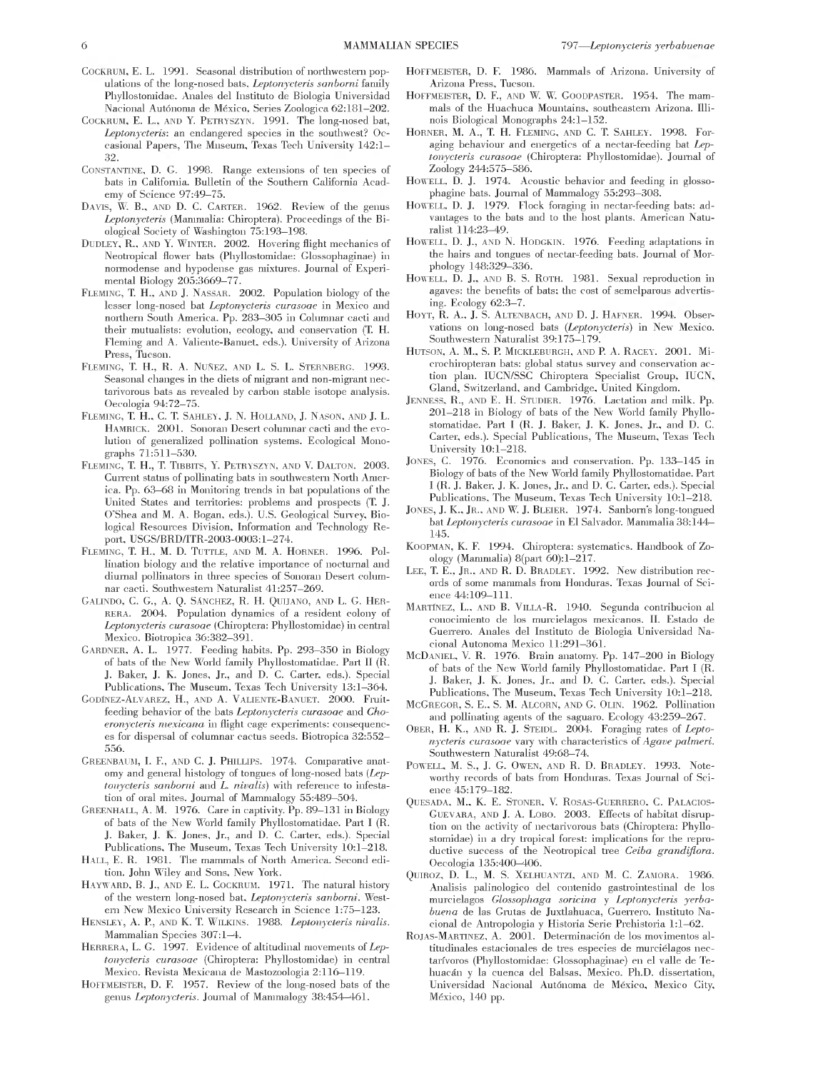Cockrum, E. L. 1991. Seasonal distribution of northwestern populations of the long-nosed bats, *Leptonycteris sanborni* family Phyllostomidae. Anales del Instituto de Biologia Universidad Nacional Autónoma de México, Series Zoologica 62:181–202.

Cockrum, E. L., and Y. Petryszyn. 1991. The long-nosed bat, *Leptonycteris*: an endangered species in the southwest? Occasional Papers, The Museum, Texas Tech University 142:1–32.

Constantine, D. G. 1998. Range extensions of ten species of bats in California. Bulletin of the Southern California Academy of Science 97:49–75.

Davis, W. B., and D. C. Carter. 1962. Review of the genus *Leptonycteris* (Mammalia: Chiroptera). Proceedings of the Biological Society of Washington 75:193–198.

Dudley, R., and Y. Winter. 2002. Hovering flight mechanics of Neotropical flower bats (Phyllostomidae: Glossophaginae) in normodense and hypodense gas mixtures. Journal of Experimental Biology 205:3669–77.

Fleming, T. H., and J. Nassar. 2002. Population biology of the lesser long-nosed bat *Leptonycteris curasoae* in Mexico and northern South America. Pp. 283–305 in Columnar cacti and their mutualists: evolution, ecology, and conservation (T. H. Fleming and A. Valiente-Banuet, eds.). University of Arizona Press, Tucson.

Fleming, T. H., R. A. Nuñez, and L. S. L. Sternberg. 1993. Seasonal changes in the diets of migrant and non-migrant nectarivorous bats as revealed by carbon stable isotope analysis. Oecologia 94:72–75.

Fleming, T. H., C. T. Sahley, J. N. Holland, J. Nason, and J. L. Hamrick. 2001. Sonoran Desert columnar cacti and the evolution of generalized pollination systems. Ecological Monographs 71:511–530.

Fleming, T. H., T. Tibbits, Y. Petryszyn, and V. Dalton. 2003. Current status of pollinating bats in southwestern North America. Pp. 63–68 in Monitoring trends in bat populations of the United States and territories: problems and prospects (T. J. O'Shea and M. A. Bogan, eds.). U.S. Geological Survey, Biological Resources Division, Information and Technology Report, USGS/BRD/ITR-2003-0003:1–274.

Fleming, T. H., M. D. Tuttle, and M. A. Horner. 1996. Pollination biology and the relative importance of nocturnal and diurnal pollinators in three species of Sonoran Desert columnar cacti. Southwestern Naturalist 41:257–269.

Galindo, C. G., A. Q. Sánchez, R. H. Quijano, and L. G. Herrera. 2004. Population dynamics of a resident colony of *Leptonycteris curasoae* (Chiroptera: Phyllostomidae) in central Mexico. Biotropica 36:382–391.

Gardner, A. L. 1977. Feeding habits. Pp. 293–350 in Biology of bats of the New World family Phyllostomatidae. Part II (R. J. Baker, J. K. Jones, Jr., and D. C. Carter, eds.). Special Publications, The Museum, Texas Tech University 13:1–364.

Godínez-Alvarez, H., and A. Valiente-Banuet. 2000. Fruit-feeding behavior of the bats *Leptonycteris curasoae* and *Choeronycteris mexicana* in flight cage experiments: consequences for dispersal of columnar cactus seeds. Biotropica 32:552–556.

Greenbaum, I. F., and C. J. Phillips. 1974. Comparative anatomy and general histology of tongues of long-nosed bats (*Leptonycteris sanborni* and *L. nivalis*) with reference to infestation of oral mites. Journal of Mammalogy 55:489–504.

Greenhall, A. M. 1976. Care in captivity. Pp. 89–131 in Biology of bats of the New World family Phyllostomatidae. Part I (R. J. Baker, J. K. Jones, Jr., and D. C. Carter, eds.). Special Publications, The Museum, Texas Tech University 10:1–218.

Hall, E. R. 1981. The mammals of North America. Second edition. John Wiley and Sons, New York.

Hayward, B. J., and E. L. Cockrum. 1971. The natural history of the western long-nosed bat, *Leptonycteris sanborni*. Western New Mexico University Research in Science 1:75–123.

Hensley, A. P., and K. T. Wilkins. 1988. *Leptonycteris nivalis*. Mammalian Species 307:1–4.

Herrera, L. G. 1997. Evidence of altitudinal movements of *Leptonycteris curasoae* (Chiroptera: Phyllostomidae) in central Mexico. Revista Mexicana de Mastozoologia 2:116–119.

Hoffmeister, D. F. 1957. Review of the long-nosed bats of the genus *Leptonycteris*. Journal of Mammalogy 38:454–461.

Hoffmeister, D. F. 1986. Mammals of Arizona. University of Arizona Press, Tucson.

Hoffmeister, D. F., and W. W. Goodpaster. 1954. The mammals of the Huachuca Mountains, southeastern Arizona. Illinois Biological Monographs 24:1–152.

Horner, M. A., T. H. Fleming, and C. T. Sahley. 1998. Foraging behaviour and energetics of a nectar-feeding bat *Leptonycteris curasoae* (Chiroptera: Phyllostomidae). Journal of Zoology 244:575–586.

Howell, D. J. 1974. Acoustic behavior and feeding in glossophagine bats. Journal of Mammalogy 55:293–308.

Howell, D. J. 1979. Flock foraging in nectar-feeding bats: advantages to the bats and to the host plants. American Naturalist 114:23–49.

Howell, D. J., and N. Hodgkin. 1976. Feeding adaptations in the hairs and tongues of nectar-feeding bats. Journal of Morphology 148:329–336.

Howell, D. J., and B. S. Roth. 1981. Sexual reproduction in agaves: the benefits of bats; the cost of semelparous advertising. Ecology 62:3–7.

Hoyt, R. A., J. S. Altenbach, and D. J. Hafner. 1994. Observations on long-nosed bats (*Leptonycteris*) in New Mexico. Southwestern Naturalist 39:175–179.

Hutson, A. M., S. P. Mickleburgh, and P. A. Racey. 2001. Microchiropteran bats: global status survey and conservation action plan. IUCN/SSC Chiroptera Specialist Group, IUCN, Gland, Switzerland, and Cambridge, United Kingdom.

Jenness, R., and E. H. Studier. 1976. Lactation and milk. Pp. 201–218 in Biology of bats of the New World family Phyllostomatidae. Part I (R. J. Baker, J. K. Jones, Jr., and D. C. Carter, eds.). Special Publications, The Museum, Texas Tech University 10:1–218.

Jones, C. 1976. Economics and conservation. Pp. 133–145 in Biology of bats of the New World family Phyllostomatidae. Part I (R. J. Baker, J. K. Jones, Jr., and D. C. Carter, eds.). Special Publications, The Museum, Texas Tech University 10:1–218.

Jones, J. K., Jr., and W. J. Bleier. 1974. Sanborn's long-tongued bat *Leptonycteris curasoae* in El Salvador. Mammalia 38:144–145.

Koopman, K. F. 1994. Chiroptera: systematics. Handbook of Zoology (Mammalia) 8(part 60):1–217.

Lee, T. E., Jr., and R. D. Bradley. 1992. New distribution records of some mammals from Honduras. Texas Journal of Science 44:109–111.

Martínez, L., and B. Villa-R. 1940. Segunda contribucion al conocimiento de los murcielagos mexicanos. II. Estado de Guerrero. Anales del Instituto de Biologia Universidad Nacional Autonoma Mexico 11:291–361.

McDaniel, V. R. 1976. Brain anatomy. Pp. 147–200 in Biology of bats of the New World family Phyllostomatidae. Part I (R. J. Baker, J. K. Jones, Jr., and D. C. Carter, eds.). Special Publications, The Museum, Texas Tech University 10:1–218.

McGregor, S. E., S. M. Alcorn, and G. Olin. 1962. Pollination and pollinating agents of the saguaro. Ecology 43:259–267.

Ober, H. K., and R. J. Steidl. 2004. Foraging rates of *Leptonycteris curasoae* vary with characteristics of *Agave palmeri*. Southwestern Naturalist 49:68–74.

Powell, M. S., J. G. Owen, and R. D. Bradley. 1993. Noteworthy records of bats from Honduras. Texas Journal of Science 45:179–182.

Quesada, M., K. E. Stoner, V. Rosas-Guerrero, C. Palacios-Guevara, and J. A. Lobo. 2003. Effects of habitat disruption on the activity of nectarivorous bats (Chiroptera: Phyllostomidae) in a dry tropical forest: implications for the reproductive success of the Neotropical tree *Ceiba grandiflora*. Oecologia 135:400–406.

Quiroz, D. L., M. S. Xelhuantzi, and M. C. Zamora. 1986. Analisis palinologico del contenido gastrointestinal de los murcielagos *Glossophaga soricina* y *Leptonycteris yerbabuena* de las Grutas de Juxtlahuaca, Guerrero. Instituto Nacional de Antropologia y Historia Serie Prehistoria 1:1–62.

Rojas-Martinez, A. 2001. Determinación de los movimentos altitudinales estacionales de tres especies de murciélagos nectarívoros (Phyllostomidae: Glossophaginae) en el valle de Tehuacán y la cuenca del Balsas, Mexico. Ph.D. dissertation, Universidad Nacional Autónoma de México, Mexico City, México, 140 pp.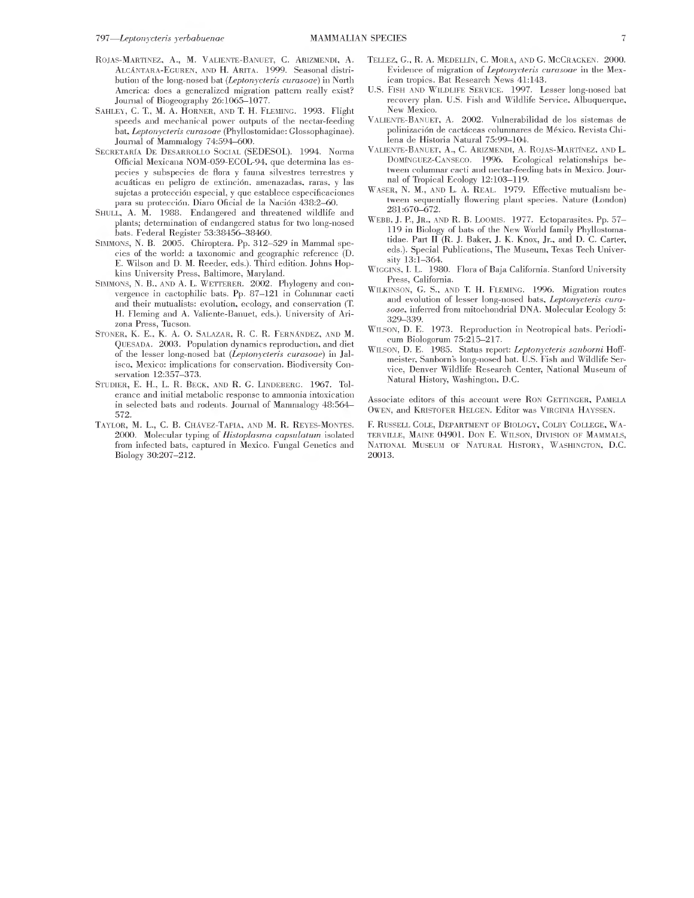ROJAS-MARTINEZ, A., M. VALIENTE-BANUET, C. ARIZMENDI, A. ALCÁNTARA-EGUREN, AND H. ARITA. 1999. Seasonal distribution of the long-nosed bat (*Leptonycteris curasoae*) in North America: does a generalized migration pattern really exist? Journal of Biogeography 26:1065–1077.

SAHLEY, C. T., M. A. HORNER, AND T. H. FLEMING. 1993. Flight speeds and mechanical power outputs of the nectar-feeding bat, *Leptonycteris curasoae* (Phyllostomidae: Glossophaginae). Journal of Mammalogy 74:594–600.

SECRETARÍA DE DESARROLLO SOCIAL (SEDESOL). 1994. Norma Official Mexicana NOM-059-ECOL-94, que determina las especies y subspecies de flora y fauna silvestres terrestres y acuáticas en peligro de extinción, amenazadas, raras, y las sujetas a protección especial, y que establece especificaciones para su protección. Diaro Oficial de la Nación 438:2–60.

SHULL, A. M. 1988. Endangered and threatened wildlife and plants; determination of endangered status for two long-nosed bats. Federal Register 53:38456–38460.

SIMMONS, N. B. 2005. Chiroptera. Pp. 312–529 in Mammal species of the world: a taxonomic and geographic reference (D. E. Wilson and D. M. Reeder, eds.). Third edition. Johns Hopkins University Press, Baltimore, Maryland.

SIMMONS, N. B., AND A. L. WETTERER. 2002. Phylogeny and convergence in cactophilic bats. Pp. 87–121 in Columnar cacti and their mutualists: evolution, ecology, and conservation (T. H. Fleming and A. Valiente-Banuet, eds.). University of Arizona Press, Tucson.

STONER, K. E., K. A. O. SALAZAR, R. C. R. FERNÁNDEZ, AND M. QUESADA. 2003. Population dynamics reproduction, and diet of the lesser long-nosed bat (*Leptonycteris curasoae*) in Jalisco, Mexico: implications for conservation. Biodiversity Conservation 12:357–373.

STUDIER, E. H., L. R. BECK, AND R. G. LINDEBERG. 1967. Tolerance and initial metabolic response to ammonia intoxication in selected bats and rodents. Journal of Mammalogy 48:564–572.

TAYLOR, M. L., C. B. CHÁVEZ-TAPIA, AND M. R. REYES-MONTES. 2000. Molecular typing of *Histoplasma capsulatum* isolated from infected bats, captured in Mexico. Fungal Genetics and Biology 30:207–212.

TELLEZ, G., R. A. MEDELLÍN, C. MORA, AND G. MCCRACKEN. 2000. Evidence of migration of *Leptonycteris curasoae* in the Mexican tropics. Bat Research News 41:143.

U.S. FISH AND WILDLIFE SERVICE. 1997. Lesser long-nosed bat recovery plan. U.S. Fish and Wildlife Service, Albuquerque, New Mexico.

VALIENTE-BANUET, A. 2002. Vulnerabilidad de los sistemas de polinización de cactáceas columnares de México. Revista Chilena de Historia Natural 75:99–104.

VALIENTE-BANUET, A., C. ARIZMENDI, A. ROJAS-MARTÍNEZ, AND L. DOMÍNGUEZ-CANSECO. 1996. Ecological relationships between columnar cacti and nectar-feeding bats in Mexico. Journal of Tropical Ecology 12:103–119.

WASER, N. M., AND L. A. REAL. 1979. Effective mutualism between sequentially flowering plant species. Nature (London) 281:670–672.

WEBB, J. P., JR., AND R. B. LOOMIS. 1977. Ectoparasites. Pp. 57–119 in Biology of bats of the New World family Phyllostomatidae. Part II (R. J. Baker, J. K. Knox, Jr., and D. C. Carter, eds.). Special Publications, The Museum, Texas Tech University 13:1–364.

WIGGINS, I. L. 1980. Flora of Baja California. Stanford University Press, California.

WILKINSON, G. S., AND T. H. FLEMING. 1996. Migration routes and evolution of lesser long-nosed bats, *Leptonycteris curasoae*, inferred from mitochondrial DNA. Molecular Ecology 5: 329–339.

WILSON, D. E. 1973. Reproduction in Neotropical bats. Periodicum Biologorum 75:215–217.

WILSON, D. E. 1985. Status report: *Leptonycteris sanborni* Hoffmeister, Sanborn's long-nosed bat. U.S. Fish and Wildlife Service, Denver Wildlife Research Center, National Museum of Natural History, Washington, D.C.

Associate editors of this account were RON GETTINGER, PAMELA OWEN, and KRISTOFER HELGEN. Editor was VIRGINIA HAYSSEN.

F. RUSSELL COLE, DEPARTMENT OF BIOLOGY, COLBY COLLEGE, WATERVILLE, MAINE 04901. DON E. WILSON, DIVISION OF MAMMALS, NATIONAL MUSEUM OF NATURAL HISTORY, WASHINGTON, D.C. 20013.